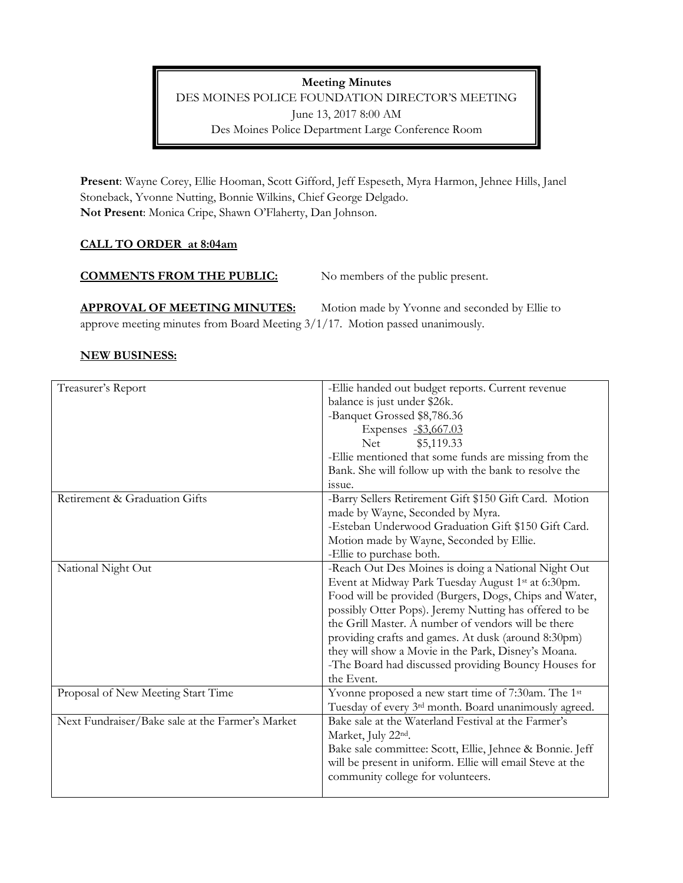**Meeting Minutes**

DES MOINES POLICE FOUNDATION DIRECTOR'S MEETING

June 13, 2017 8:00 AM

Des Moines Police Department Large Conference Room

**Present**: Wayne Corey, Ellie Hooman, Scott Gifford, Jeff Espeseth, Myra Harmon, Jehnee Hills, Janel Stoneback, Yvonne Nutting, Bonnie Wilkins, Chief George Delgado.
**Not Present**: Monica Cripe, Shawn O'Flaherty, Dan Johnson.

**CALL TO ORDER at 8:04am**

**COMMENTS FROM THE PUBLIC:** No members of the public present.

**APPROVAL OF MEETING MINUTES:** Motion made by Yvonne and seconded by Ellie to approve meeting minutes from Board Meeting 3/1/17. Motion passed unanimously.

**NEW BUSINESS:**

| | |
|---|---|
| Treasurer's Report | -Ellie handed out budget reports. Current revenue balance is just under $26k.<br>-Banquet Grossed $8,786.36<br>Expenses -$3,667.03<br>Net $5,119.33<br>-Ellie mentioned that some funds are missing from the Bank. She will follow up with the bank to resolve the issue. |
| Retirement & Graduation Gifts | -Barry Sellers Retirement Gift $150 Gift Card. Motion made by Wayne, Seconded by Myra.<br>-Esteban Underwood Graduation Gift $150 Gift Card. Motion made by Wayne, Seconded by Ellie.<br>-Ellie to purchase both. |
| National Night Out | -Reach Out Des Moines is doing a National Night Out Event at Midway Park Tuesday August 1st at 6:30pm. Food will be provided (Burgers, Dogs, Chips and Water, possibly Otter Pops). Jeremy Nutting has offered to be the Grill Master. A number of vendors will be there providing crafts and games. At dusk (around 8:30pm) they will show a Movie in the Park, Disney's Moana.<br>-The Board had discussed providing Bouncy Houses for the Event. |
| Proposal of New Meeting Start Time | Yvonne proposed a new start time of 7:30am. The 1st Tuesday of every 3rd month. Board unanimously agreed. |
| Next Fundraiser/Bake sale at the Farmer's Market | Bake sale at the Waterland Festival at the Farmer's Market, July 22nd.<br>Bake sale committee: Scott, Ellie, Jehnee & Bonnie. Jeff will be present in uniform. Ellie will email Steve at the community college for volunteers. |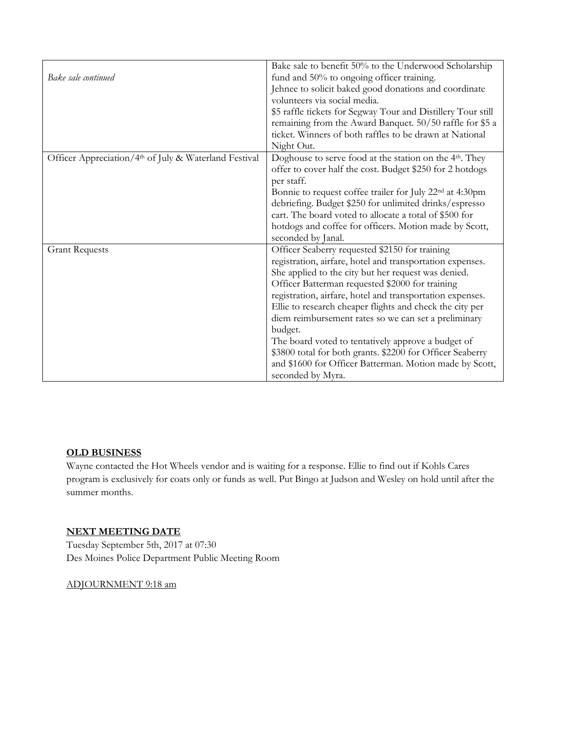| | |
|---|---|
| *Bake sale continued* | Bake sale to benefit 50% to the Underwood Scholarship fund and 50% to ongoing officer training.<br>Jehnee to solicit baked good donations and coordinate volunteers via social media.<br>$5 raffle tickets for Segway Tour and Distillery Tour still remaining from the Award Banquet. 50/50 raffle for $5 a ticket. Winners of both raffles to be drawn at National Night Out. |
| Officer Appreciation/4th of July & Waterland Festival | Doghouse to serve food at the station on the 4th. They offer to cover half the cost. Budget $250 for 2 hotdogs per staff.<br>Bonnie to request coffee trailer for July 22nd at 4:30pm debriefing. Budget $250 for unlimited drinks/espresso cart. The board voted to allocate a total of $500 for hotdogs and coffee for officers. Motion made by Scott, seconded by Janal. |
| Grant Requests | Officer Seaberry requested $2150 for training registration, airfare, hotel and transportation expenses. She applied to the city but her request was denied.<br>Officer Batterman requested $2000 for training registration, airfare, hotel and transportation expenses. Ellie to research cheaper flights and check the city per diem reimbursement rates so we can set a preliminary budget.<br>The board voted to tentatively approve a budget of $3800 total for both grants. $2200 for Officer Seaberry and $1600 for Officer Batterman. Motion made by Scott, seconded by Myra. |

**OLD BUSINESS**

Wayne contacted the Hot Wheels vendor and is waiting for a response. Ellie to find out if Kohls Cares program is exclusively for coats only or funds as well. Put Bingo at Judson and Wesley on hold until after the summer months.

**NEXT MEETING DATE**

Tuesday September 5th, 2017 at 07:30
Des Moines Police Department Public Meeting Room

ADJOURNMENT 9:18 am